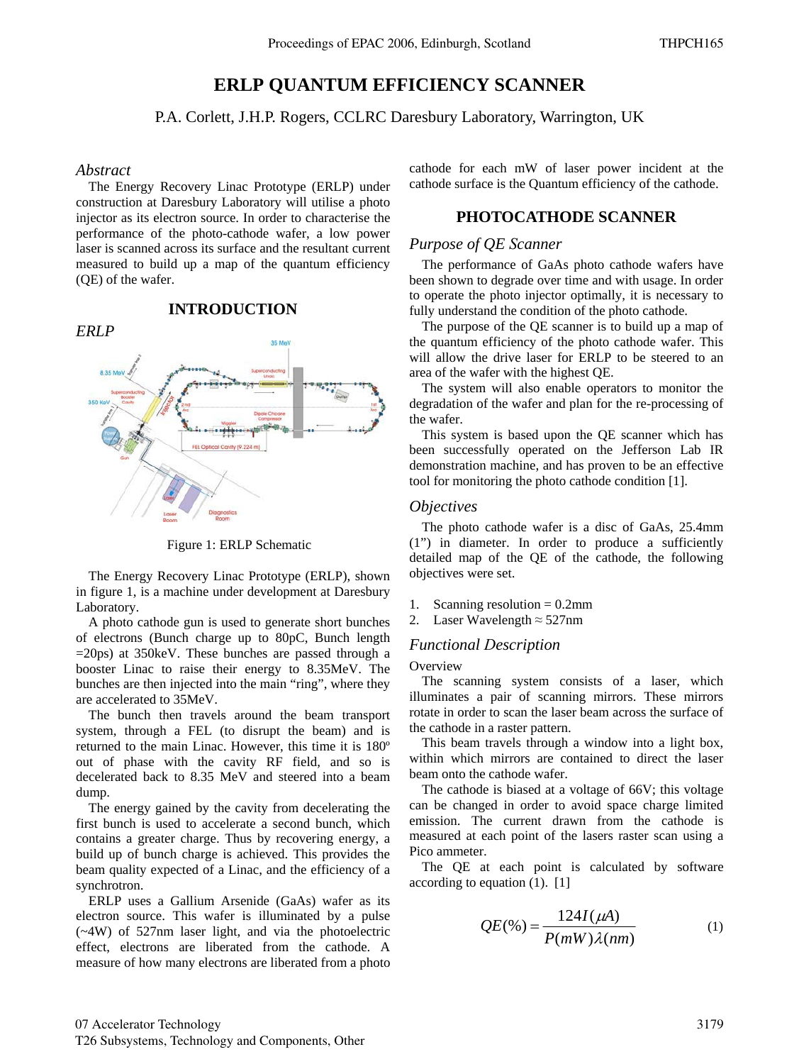# ERLP QUANTUM EFFICIENCY SCANNER

P.A. Corlett, J.H.P. Rogers, CCLRC Daresbury Laboratory, Warrington, UK

### *Abstract*

The Energy Recovery Linac Prototype (ERLP) under construction at Daresbury Laboratory will utilise a photo injector as its electron source. In order to characterise the performance of the photo-cathode wafer, a low power laser is scanned across its surface and the resultant current measured to build up a map of the quantum efficiency (QE) of the wafer.

## INTRODUCTION

### *ERLP*

Figure 1: ERLP Schematic

The Energy Recovery Linac Prototype (ERLP), shown in figure 1, is a machine under development at Daresbury Laboratory.

A photo cathode gun is used to generate short bunches of electrons (Bunch charge up to 80pC, Bunch length =20ps) at 350keV. These bunches are passed through a booster Linac to raise their energy to 8.35MeV. The bunches are then injected into the main "ring", where they are accelerated to 35MeV.

The bunch then travels around the beam transport system, through a FEL (to disrupt the beam) and is returned to the main Linac. However, this time it is 180º out of phase with the cavity RF field, and so is decelerated back to 8.35 MeV and steered into a beam dump.

The energy gained by the cavity from decelerating the first bunch is used to accelerate a second bunch, which contains a greater charge. Thus by recovering energy, a build up of bunch charge is achieved. This provides the beam quality expected of a Linac, and the efficiency of a synchrotron.

ERLP uses a Gallium Arsenide (GaAs) wafer as its electron source. This wafer is illuminated by a pulse (~4W) of 527nm laser light, and via the photoelectric effect, electrons are liberated from the cathode. A measure of how many electrons are liberated from a photo cathode for each mW of laser power incident at the cathode surface is the Quantum efficiency of the cathode.

## PHOTOCATHODE SCANNER

### *Purpose of QE Scanner*

The performance of GaAs photo cathode wafers have been shown to degrade over time and with usage. In order to operate the photo injector optimally, it is necessary to fully understand the condition of the photo cathode.

The purpose of the QE scanner is to build up a map of the quantum efficiency of the photo cathode wafer. This will allow the drive laser for ERLP to be steered to an area of the wafer with the highest QE.

The system will also enable operators to monitor the degradation of the wafer and plan for the re-processing of the wafer.

This system is based upon the QE scanner which has been successfully operated on the Jefferson Lab IR demonstration machine, and has proven to be an effective tool for monitoring the photo cathode condition [1].

### *Objectives*

The photo cathode wafer is a disc of GaAs, 25.4mm (1") in diameter. In order to produce a sufficiently detailed map of the QE of the cathode, the following objectives were set.

1. Scanning resolution = 0.2mm
2. Laser Wavelength ≈ 527nm

### *Functional Description*

Overview

The scanning system consists of a laser, which illuminates a pair of scanning mirrors. These mirrors rotate in order to scan the laser beam across the surface of the cathode in a raster pattern.

This beam travels through a window into a light box, within which mirrors are contained to direct the laser beam onto the cathode wafer.

The cathode is biased at a voltage of 66V; this voltage can be changed in order to avoid space charge limited emission. The current drawn from the cathode is measured at each point of the lasers raster scan using a Pico ammeter.

The QE at each point is calculated by software according to equation (1). [1]

$$QE(\%) = \frac{124 I(\mu A)}{P(mW)\lambda(nm)} \tag{1}$$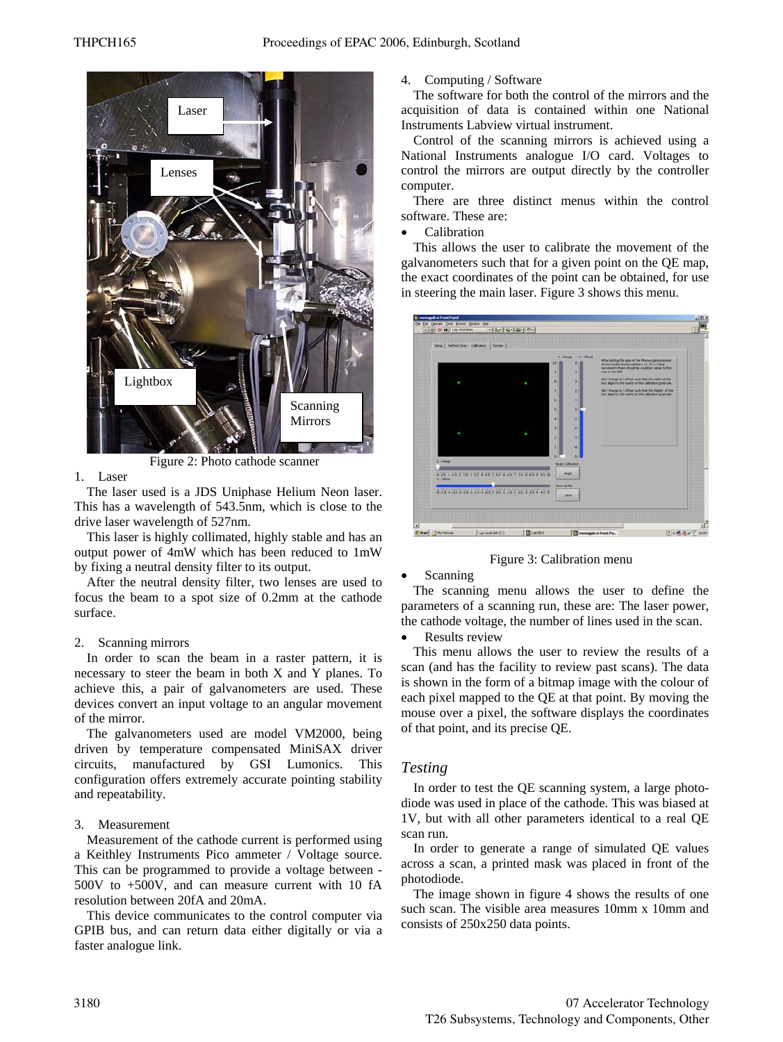Figure 2: Photo cathode scanner

1. Laser

The laser used is a JDS Uniphase Helium Neon laser. This has a wavelength of 543.5nm, which is close to the drive laser wavelength of 527nm.

This laser is highly collimated, highly stable and has an output power of 4mW which has been reduced to 1mW by fixing a neutral density filter to its output.

After the neutral density filter, two lenses are used to focus the beam to a spot size of 0.2mm at the cathode surface.

2. Scanning mirrors

In order to scan the beam in a raster pattern, it is necessary to steer the beam in both X and Y planes. To achieve this, a pair of galvanometers are used. These devices convert an input voltage to an angular movement of the mirror.

The galvanometers used are model VM2000, being driven by temperature compensated MiniSAX driver circuits, manufactured by GSI Lumonics. This configuration offers extremely accurate pointing stability and repeatability.

3. Measurement

Measurement of the cathode current is performed using a Keithley Instruments Pico ammeter / Voltage source. This can be programmed to provide a voltage between -500V to +500V, and can measure current with 10 fA resolution between 20fA and 20mA.

This device communicates to the control computer via GPIB bus, and can return data either digitally or via a faster analogue link.

4. Computing / Software

The software for both the control of the mirrors and the acquisition of data is contained within one National Instruments Labview virtual instrument.

Control of the scanning mirrors is achieved using a National Instruments analogue I/O card. Voltages to control the mirrors are output directly by the controller computer.

There are three distinct menus within the control software. These are:

- Calibration

This allows the user to calibrate the movement of the galvanometers such that for a given point on the QE map, the exact coordinates of the point can be obtained, for use in steering the main laser. Figure 3 shows this menu.

Figure 3: Calibration menu

- Scanning

The scanning menu allows the user to define the parameters of a scanning run, these are: The laser power, the cathode voltage, the number of lines used in the scan.

- Results review

This menu allows the user to review the results of a scan (and has the facility to review past scans). The data is shown in the form of a bitmap image with the colour of each pixel mapped to the QE at that point. By moving the mouse over a pixel, the software displays the coordinates of that point, and its precise QE.

## *Testing*

In order to test the QE scanning system, a large photo-diode was used in place of the cathode. This was biased at 1V, but with all other parameters identical to a real QE scan run.

In order to generate a range of simulated QE values across a scan, a printed mask was placed in front of the photodiode.

The image shown in figure 4 shows the results of one such scan. The visible area measures 10mm x 10mm and consists of 250x250 data points.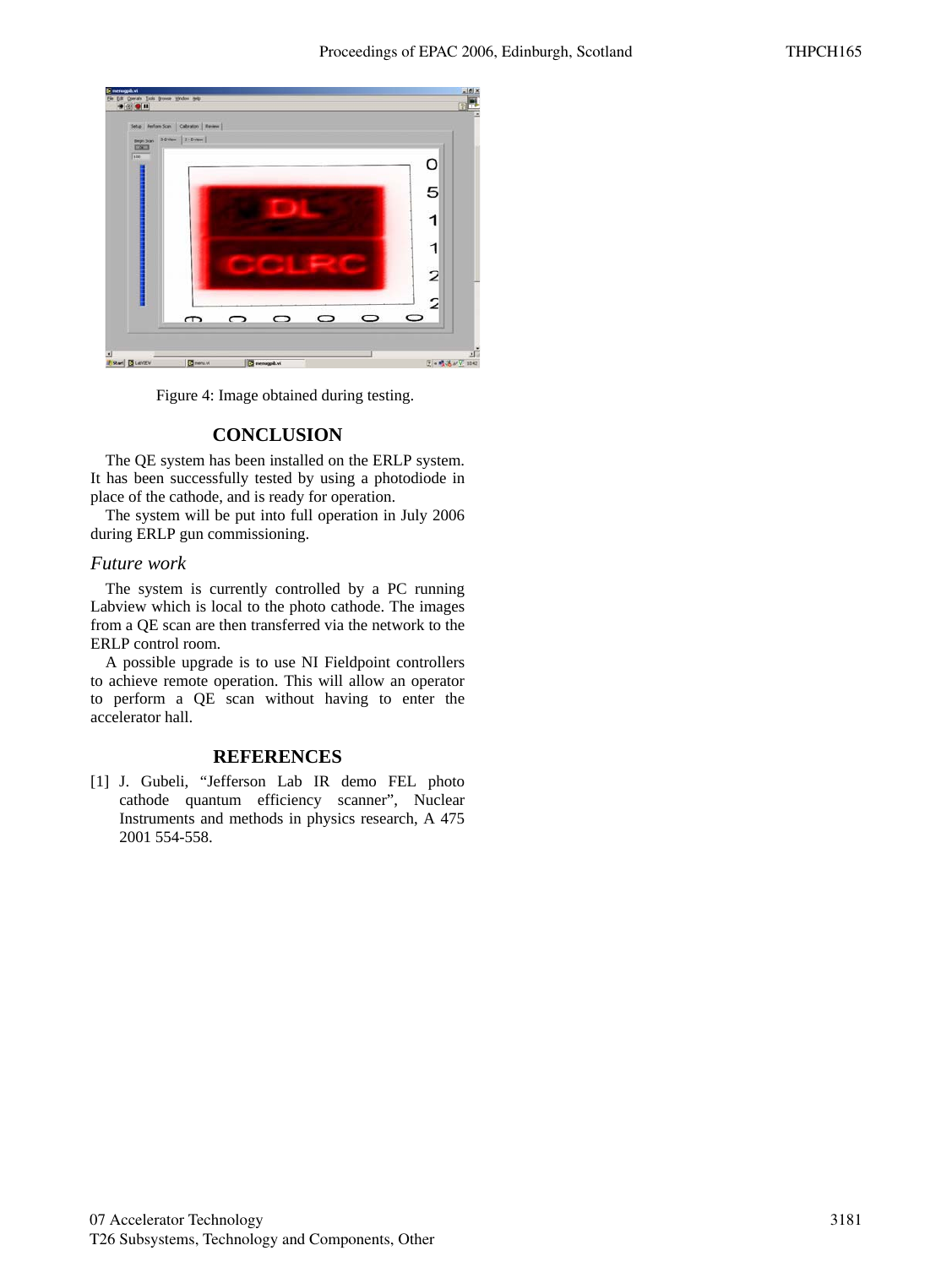Figure 4: Image obtained during testing.

## CONCLUSION

The QE system has been installed on the ERLP system. It has been successfully tested by using a photodiode in place of the cathode, and is ready for operation.

The system will be put into full operation in July 2006 during ERLP gun commissioning.

### *Future work*

The system is currently controlled by a PC running Labview which is local to the photo cathode. The images from a QE scan are then transferred via the network to the ERLP control room.

A possible upgrade is to use NI Fieldpoint controllers to achieve remote operation. This will allow an operator to perform a QE scan without having to enter the accelerator hall.

## REFERENCES

[1] J. Gubeli, "Jefferson Lab IR demo FEL photo cathode quantum efficiency scanner", Nuclear Instruments and methods in physics research, A 475 2001 554-558.